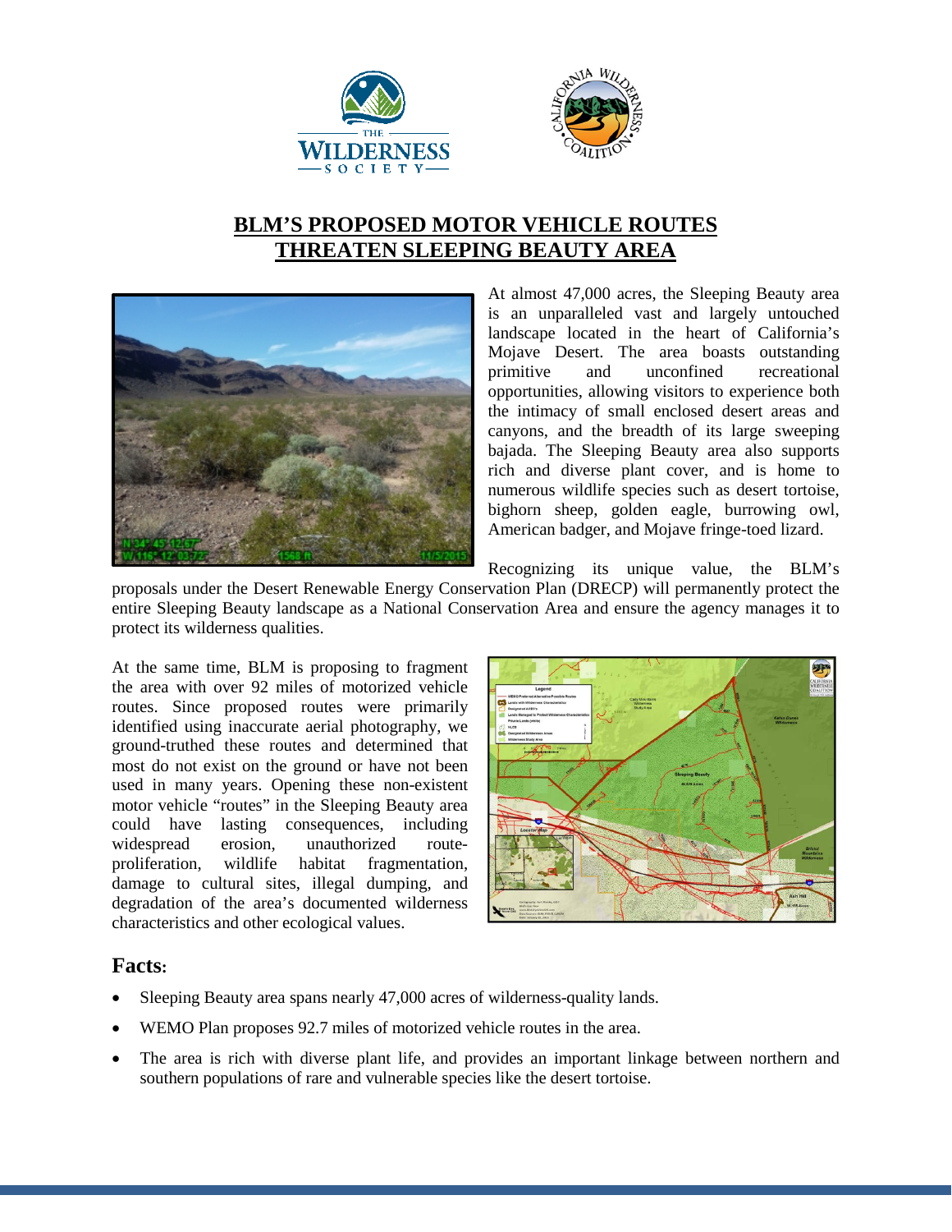# BLM'S PROPOSED MOTOR VEHICLE ROUTES THREATEN SLEEPING BEAUTY AREA

At almost 47,000 acres, the Sleeping Beauty area is an unparalleled vast and largely untouched landscape located in the heart of California's Mojave Desert. The area boasts outstanding primitive and unconfined recreational opportunities, allowing visitors to experience both the intimacy of small enclosed desert areas and canyons, and the breadth of its large sweeping bajada. The Sleeping Beauty area also supports rich and diverse plant cover, and is home to numerous wildlife species such as desert tortoise, bighorn sheep, golden eagle, burrowing owl, American badger, and Mojave fringe-toed lizard.

Recognizing its unique value, the BLM's proposals under the Desert Renewable Energy Conservation Plan (DRECP) will permanently protect the entire Sleeping Beauty landscape as a National Conservation Area and ensure the agency manages it to protect its wilderness qualities.

At the same time, BLM is proposing to fragment the area with over 92 miles of motorized vehicle routes. Since proposed routes were primarily identified using inaccurate aerial photography, we ground-truthed these routes and determined that most do not exist on the ground or have not been used in many years. Opening these non-existent motor vehicle "routes" in the Sleeping Beauty area could have lasting consequences, including widespread erosion, unauthorized route-proliferation, wildlife habitat fragmentation, damage to cultural sites, illegal dumping, and degradation of the area's documented wilderness characteristics and other ecological values.

## Facts:

- Sleeping Beauty area spans nearly 47,000 acres of wilderness-quality lands.
- WEMO Plan proposes 92.7 miles of motorized vehicle routes in the area.
- The area is rich with diverse plant life, and provides an important linkage between northern and southern populations of rare and vulnerable species like the desert tortoise.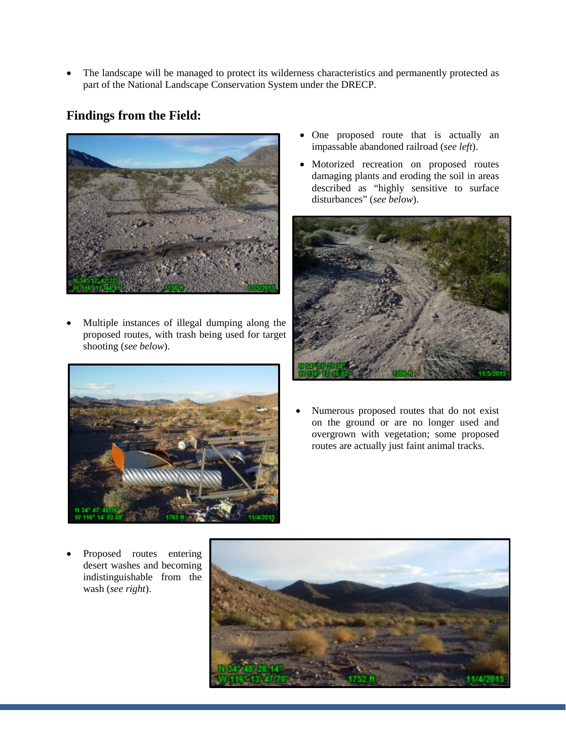- The landscape will be managed to protect its wilderness characteristics and permanently protected as part of the National Landscape Conservation System under the DRECP.

## Findings from the Field:

- One proposed route that is actually an impassable abandoned railroad (*see left*).
- Motorized recreation on proposed routes damaging plants and eroding the soil in areas described as "highly sensitive to surface disturbances" (*see below*).
- Multiple instances of illegal dumping along the proposed routes, with trash being used for target shooting (*see below*).
- Numerous proposed routes that do not exist on the ground or are no longer used and overgrown with vegetation; some proposed routes are actually just faint animal tracks.
- Proposed routes entering desert washes and becoming indistinguishable from the wash (*see right*).